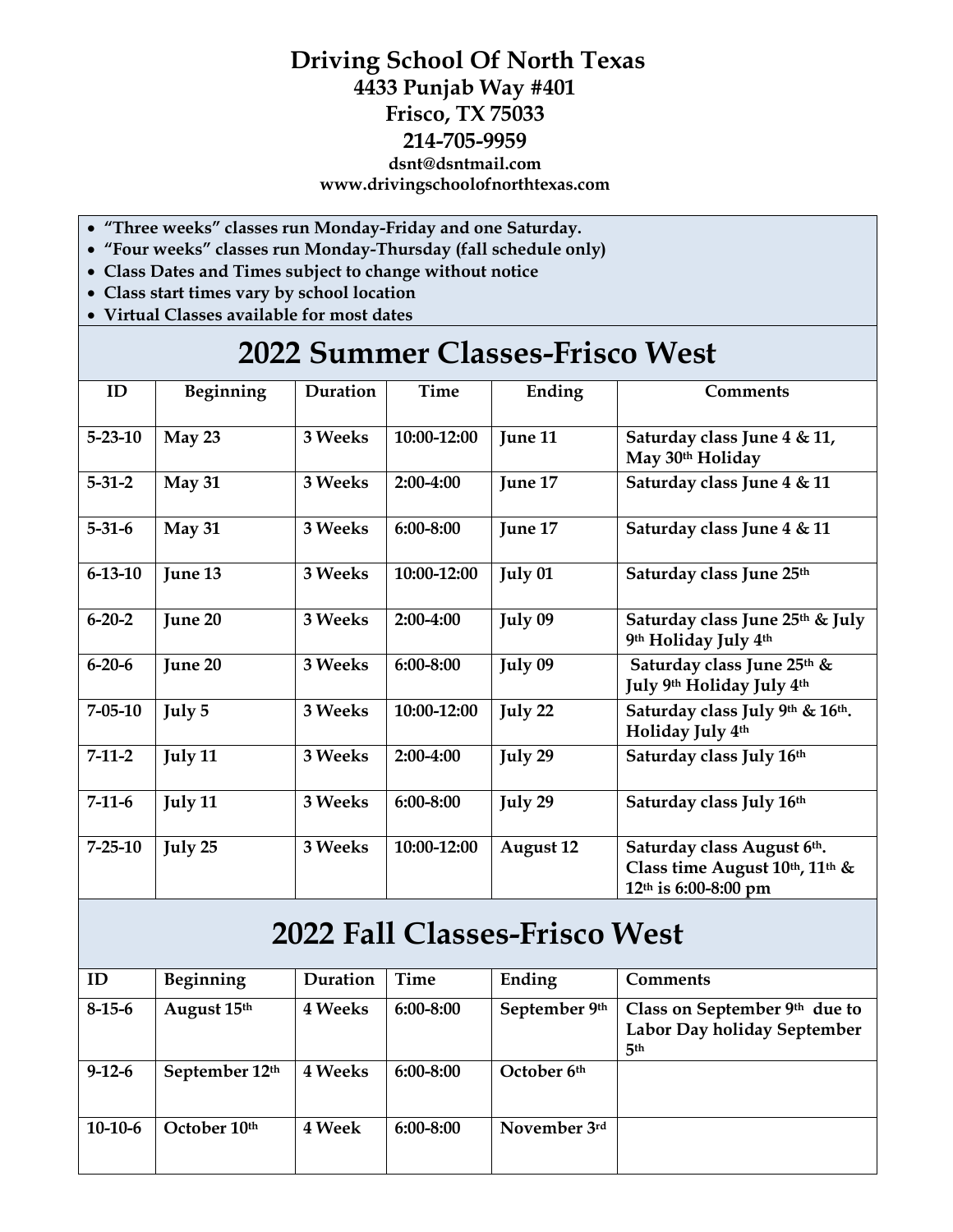# Driving School Of North Texas

**4433 Punjab Way #401**
**Frisco, TX 75033**
**214-705-9959**
**dsnt@dsntmail.com**
**www.drivingschoolofnorthtexas.com**

- **"Three weeks" classes run Monday-Friday and one Saturday.**
- **"Four weeks" classes run Monday-Thursday (fall schedule only)**
- **Class Dates and Times subject to change without notice**
- **Class start times vary by school location**
- **Virtual Classes available for most dates**

## 2022 Summer Classes-Frisco West

| ID | Beginning | Duration | Time | Ending | Comments |
|---|---|---|---|---|---|
| 5-23-10 | May 23 | 3 Weeks | 10:00-12:00 | June 11 | Saturday class June 4 & 11, May 30th Holiday |
| 5-31-2 | May 31 | 3 Weeks | 2:00-4:00 | June 17 | Saturday class June 4 & 11 |
| 5-31-6 | May 31 | 3 Weeks | 6:00-8:00 | June 17 | Saturday class June 4 & 11 |
| 6-13-10 | June 13 | 3 Weeks | 10:00-12:00 | July 01 | Saturday class June 25th |
| 6-20-2 | June 20 | 3 Weeks | 2:00-4:00 | July 09 | Saturday class June 25th & July 9th Holiday July 4th |
| 6-20-6 | June 20 | 3 Weeks | 6:00-8:00 | July 09 | Saturday class June 25th & July 9th Holiday July 4th |
| 7-05-10 | July 5 | 3 Weeks | 10:00-12:00 | July 22 | Saturday class July 9th & 16th. Holiday July 4th |
| 7-11-2 | July 11 | 3 Weeks | 2:00-4:00 | July 29 | Saturday class July 16th |
| 7-11-6 | July 11 | 3 Weeks | 6:00-8:00 | July 29 | Saturday class July 16th |
| 7-25-10 | July 25 | 3 Weeks | 10:00-12:00 | August 12 | Saturday class August 6th. Class time August 10th, 11th & 12th is 6:00-8:00 pm |

## 2022 Fall Classes-Frisco West

| ID | Beginning | Duration | Time | Ending | Comments |
|---|---|---|---|---|---|
| 8-15-6 | August 15th | 4 Weeks | 6:00-8:00 | September 9th | Class on September 9th due to Labor Day holiday September 5th |
| 9-12-6 | September 12th | 4 Weeks | 6:00-8:00 | October 6th | |
| 10-10-6 | October 10th | 4 Week | 6:00-8:00 | November 3rd | |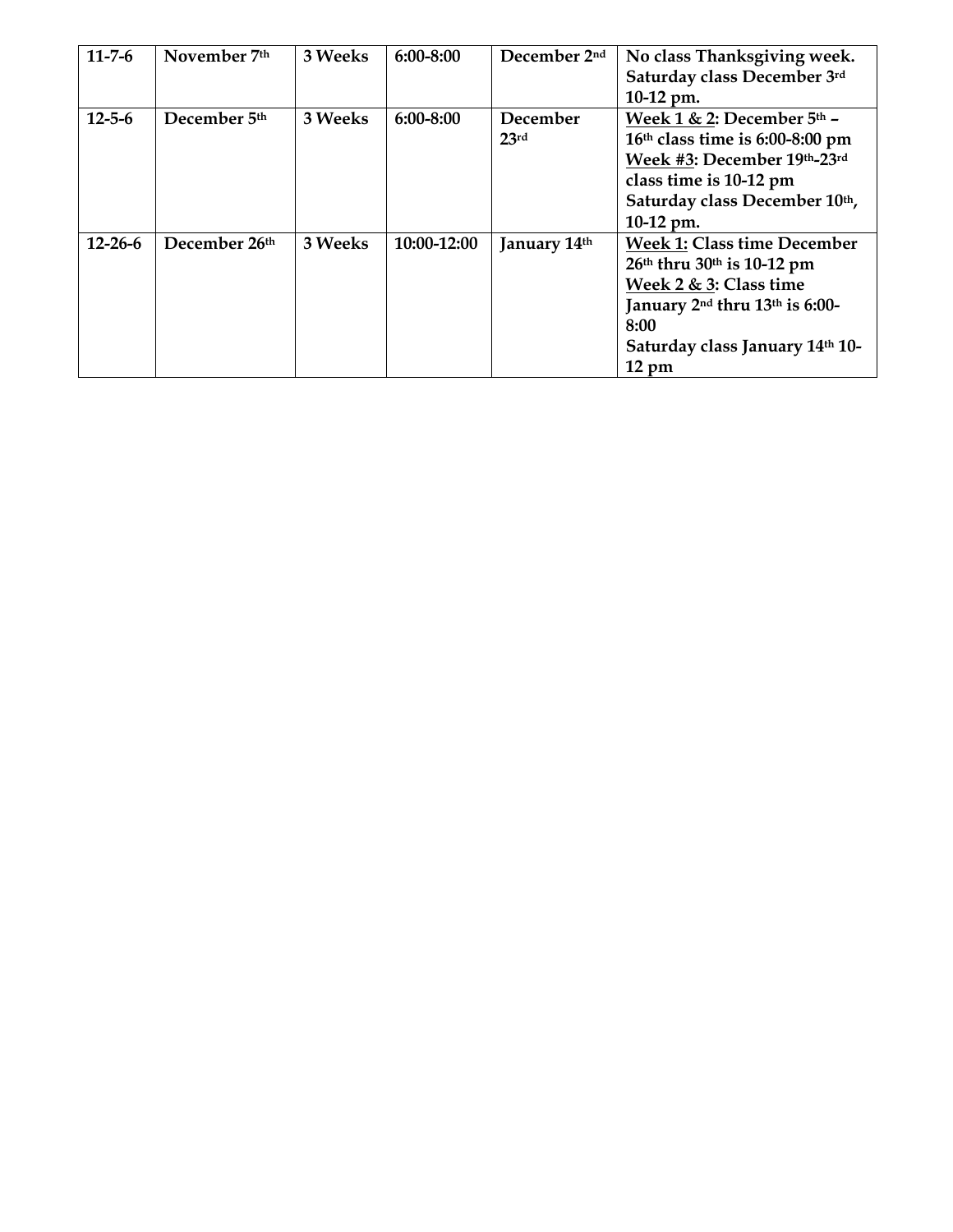| | | | | | |
|---|---|---|---|---|---|
| **11-7-6** | **November 7th** | **3 Weeks** | **6:00-8:00** | **December 2nd** | **No class Thanksgiving week. Saturday class December 3rd 10-12 pm.** |
| **12-5-6** | **December 5th** | **3 Weeks** | **6:00-8:00** | **December 23rd** | **Week 1 & 2: December 5th – 16th class time is 6:00-8:00 pm Week #3: December 19th-23rd class time is 10-12 pm Saturday class December 10th, 10-12 pm.** |
| **12-26-6** | **December 26th** | **3 Weeks** | **10:00-12:00** | **January 14th** | **Week 1: Class time December 26th thru 30th is 10-12 pm Week 2 & 3: Class time January 2nd thru 13th is 6:00-8:00 Saturday class January 14th 10-12 pm** |